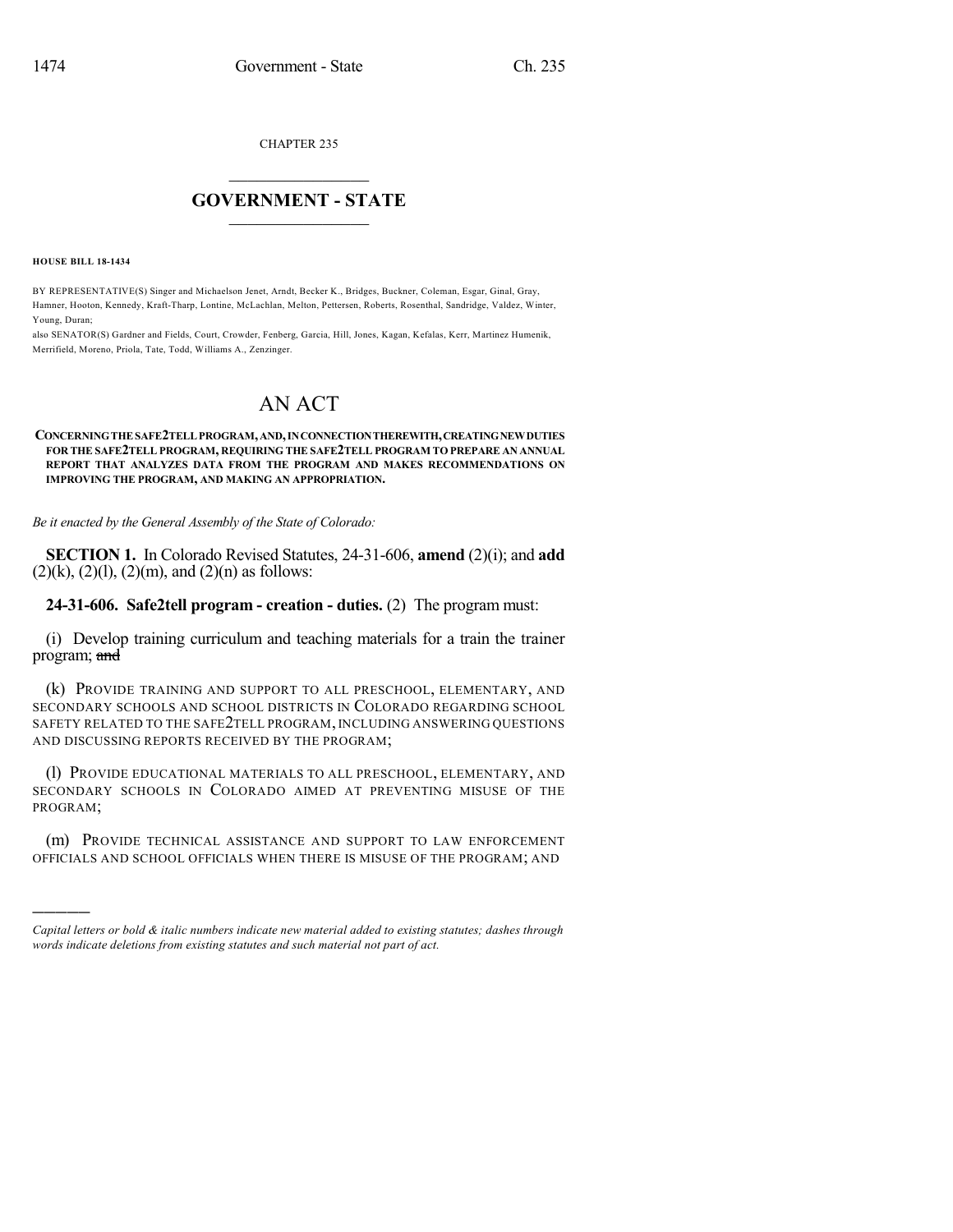CHAPTER 235

# GOVERNMENT - STATE

**HOUSE BILL 18-1434**

BY REPRESENTATIVE(S) Singer and Michaelson Jenet, Arndt, Becker K., Bridges, Buckner, Coleman, Esgar, Ginal, Gray, Hamner, Hooton, Kennedy, Kraft-Tharp, Lontine, McLachlan, Melton, Pettersen, Roberts, Rosenthal, Sandridge, Valdez, Winter, Young, Duran;

also SENATOR(S) Gardner and Fields, Court, Crowder, Fenberg, Garcia, Hill, Jones, Kagan, Kefalas, Kerr, Martinez Humenik, Merrifield, Moreno, Priola, Tate, Todd, Williams A., Zenzinger.

# AN ACT

**CONCERNING THE SAFE2TELL PROGRAM, AND, IN CONNECTION THEREWITH, CREATING NEW DUTIES FOR THE SAFE2TELL PROGRAM, REQUIRING THE SAFE2TELL PROGRAM TO PREPARE AN ANNUAL REPORT THAT ANALYZES DATA FROM THE PROGRAM AND MAKES RECOMMENDATIONS ON IMPROVING THE PROGRAM, AND MAKING AN APPROPRIATION.**

*Be it enacted by the General Assembly of the State of Colorado:*

**SECTION 1.** In Colorado Revised Statutes, 24-31-606, **amend** (2)(i); and **add** (2)(k), (2)(l), (2)(m), and (2)(n) as follows:

**24-31-606. Safe2tell program - creation - duties.** (2) The program must:

(i) Develop training curriculum and teaching materials for a train the trainer program; ~~and~~

(k) PROVIDE TRAINING AND SUPPORT TO ALL PRESCHOOL, ELEMENTARY, AND SECONDARY SCHOOLS AND SCHOOL DISTRICTS IN COLORADO REGARDING SCHOOL SAFETY RELATED TO THE SAFE2TELL PROGRAM, INCLUDING ANSWERING QUESTIONS AND DISCUSSING REPORTS RECEIVED BY THE PROGRAM;

(l) PROVIDE EDUCATIONAL MATERIALS TO ALL PRESCHOOL, ELEMENTARY, AND SECONDARY SCHOOLS IN COLORADO AIMED AT PREVENTING MISUSE OF THE PROGRAM;

(m) PROVIDE TECHNICAL ASSISTANCE AND SUPPORT TO LAW ENFORCEMENT OFFICIALS AND SCHOOL OFFICIALS WHEN THERE IS MISUSE OF THE PROGRAM; AND

---

*Capital letters or bold & italic numbers indicate new material added to existing statutes; dashes through words indicate deletions from existing statutes and such material not part of act.*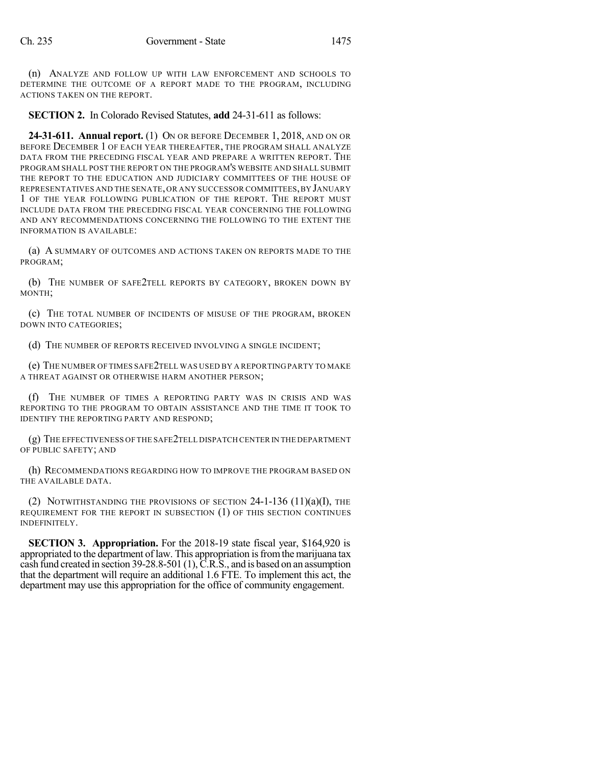(n) ANALYZE AND FOLLOW UP WITH LAW ENFORCEMENT AND SCHOOLS TO DETERMINE THE OUTCOME OF A REPORT MADE TO THE PROGRAM, INCLUDING ACTIONS TAKEN ON THE REPORT.

**SECTION 2.** In Colorado Revised Statutes, **add** 24-31-611 as follows:

**24-31-611. Annual report.** (1) ON OR BEFORE DECEMBER 1, 2018, AND ON OR BEFORE DECEMBER 1 OF EACH YEAR THEREAFTER, THE PROGRAM SHALL ANALYZE DATA FROM THE PRECEDING FISCAL YEAR AND PREPARE A WRITTEN REPORT. THE PROGRAM SHALL POST THE REPORT ON THE PROGRAM'S WEBSITE AND SHALL SUBMIT THE REPORT TO THE EDUCATION AND JUDICIARY COMMITTEES OF THE HOUSE OF REPRESENTATIVES AND THE SENATE, OR ANY SUCCESSOR COMMITTEES, BY JANUARY 1 OF THE YEAR FOLLOWING PUBLICATION OF THE REPORT. THE REPORT MUST INCLUDE DATA FROM THE PRECEDING FISCAL YEAR CONCERNING THE FOLLOWING AND ANY RECOMMENDATIONS CONCERNING THE FOLLOWING TO THE EXTENT THE INFORMATION IS AVAILABLE:

(a) A SUMMARY OF OUTCOMES AND ACTIONS TAKEN ON REPORTS MADE TO THE PROGRAM;

(b) THE NUMBER OF SAFE2TELL REPORTS BY CATEGORY, BROKEN DOWN BY MONTH;

(c) THE TOTAL NUMBER OF INCIDENTS OF MISUSE OF THE PROGRAM, BROKEN DOWN INTO CATEGORIES;

(d) THE NUMBER OF REPORTS RECEIVED INVOLVING A SINGLE INCIDENT;

(e) THE NUMBER OF TIMES SAFE2TELL WAS USED BY A REPORTING PARTY TO MAKE A THREAT AGAINST OR OTHERWISE HARM ANOTHER PERSON;

(f) THE NUMBER OF TIMES A REPORTING PARTY WAS IN CRISIS AND WAS REPORTING TO THE PROGRAM TO OBTAIN ASSISTANCE AND THE TIME IT TOOK TO IDENTIFY THE REPORTING PARTY AND RESPOND;

(g) THE EFFECTIVENESS OF THE SAFE2TELL DISPATCH CENTER IN THE DEPARTMENT OF PUBLIC SAFETY; AND

(h) RECOMMENDATIONS REGARDING HOW TO IMPROVE THE PROGRAM BASED ON THE AVAILABLE DATA.

(2) NOTWITHSTANDING THE PROVISIONS OF SECTION 24-1-136 (11)(a)(I), THE REQUIREMENT FOR THE REPORT IN SUBSECTION (1) OF THIS SECTION CONTINUES INDEFINITELY.

**SECTION 3. Appropriation.** For the 2018-19 state fiscal year, $164,920 is appropriated to the department of law. This appropriation is from the marijuana tax cash fund created in section 39-28.8-501 (1), C.R.S., and is based on an assumption that the department will require an additional 1.6 FTE. To implement this act, the department may use this appropriation for the office of community engagement.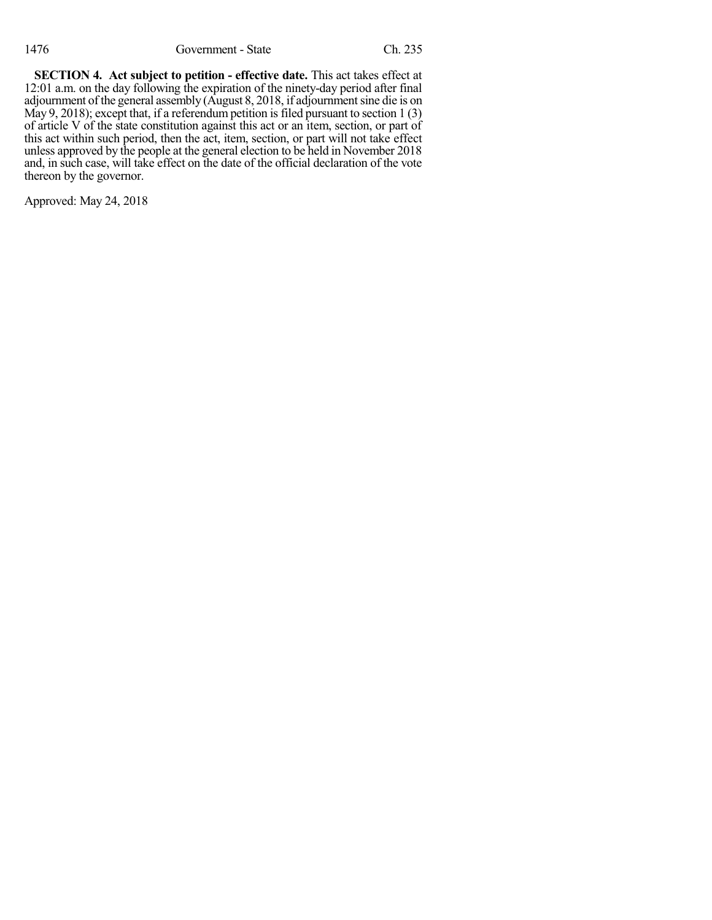**SECTION 4. Act subject to petition - effective date.** This act takes effect at 12:01 a.m. on the day following the expiration of the ninety-day period after final adjournment of the general assembly (August 8, 2018, if adjournment sine die is on May 9, 2018); except that, if a referendum petition is filed pursuant to section 1 (3) of article V of the state constitution against this act or an item, section, or part of this act within such period, then the act, item, section, or part will not take effect unless approved by the people at the general election to be held in November 2018 and, in such case, will take effect on the date of the official declaration of the vote thereon by the governor.

Approved: May 24, 2018